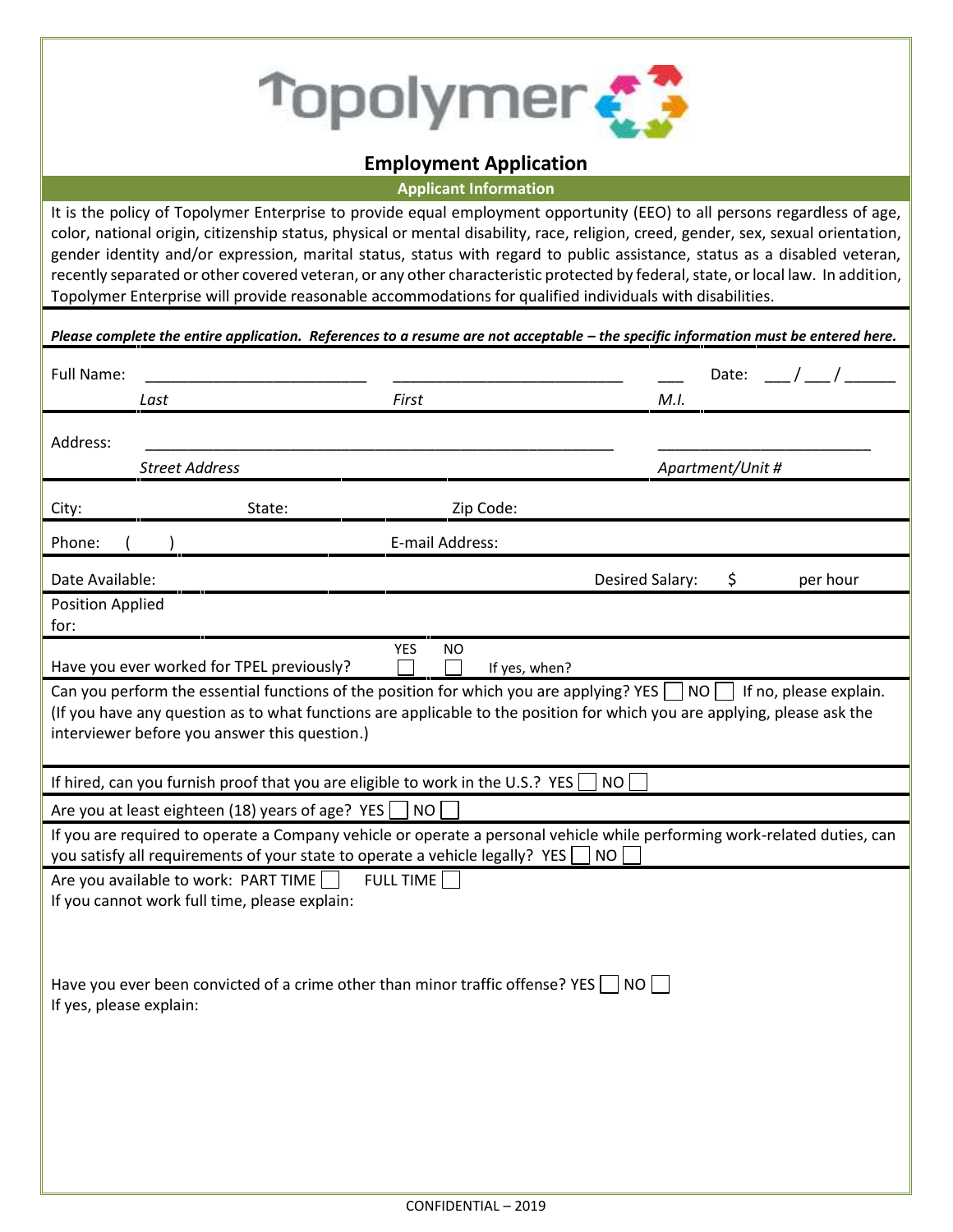Topolymer

# Employment Application

## Applicant Information

It is the policy of Topolymer Enterprise to provide equal employment opportunity (EEO) to all persons regardless of age, color, national origin, citizenship status, physical or mental disability, race, religion, creed, gender, sex, sexual orientation, gender identity and/or expression, marital status, status with regard to public assistance, status as a disabled veteran, recently separated or other covered veteran, or any other characteristic protected by federal, state, or local law. In addition, Topolymer Enterprise will provide reasonable accommodations for qualified individuals with disabilities.

***Please complete the entire application. References to a resume are not acceptable – the specific information must be entered here.***

Full Name: ________________________ ________________________ ___ Date: ___ / ___ / ______
*Last* *First* *M.I.*

Address: ______________________________________________________ ________________________
*Street Address* *Apartment/Unit #*

City: State: Zip Code:

Phone: ( ) E-mail Address:

Date Available: Desired Salary: $ per hour

Position Applied for:

Have you ever worked for TPEL previously? YES ☐ NO ☐ If yes, when?

Can you perform the essential functions of the position for which you are applying? YES ☐ NO ☐ If no, please explain. (If you have any question as to what functions are applicable to the position for which you are applying, please ask the interviewer before you answer this question.)

If hired, can you furnish proof that you are eligible to work in the U.S.? YES ☐ NO ☐

Are you at least eighteen (18) years of age? YES ☐ NO ☐

If you are required to operate a Company vehicle or operate a personal vehicle while performing work-related duties, can you satisfy all requirements of your state to operate a vehicle legally? YES ☐ NO ☐

Are you available to work: PART TIME ☐ FULL TIME ☐
If you cannot work full time, please explain:

Have you ever been convicted of a crime other than minor traffic offense? YES ☐ NO ☐
If yes, please explain:

CONFIDENTIAL – 2019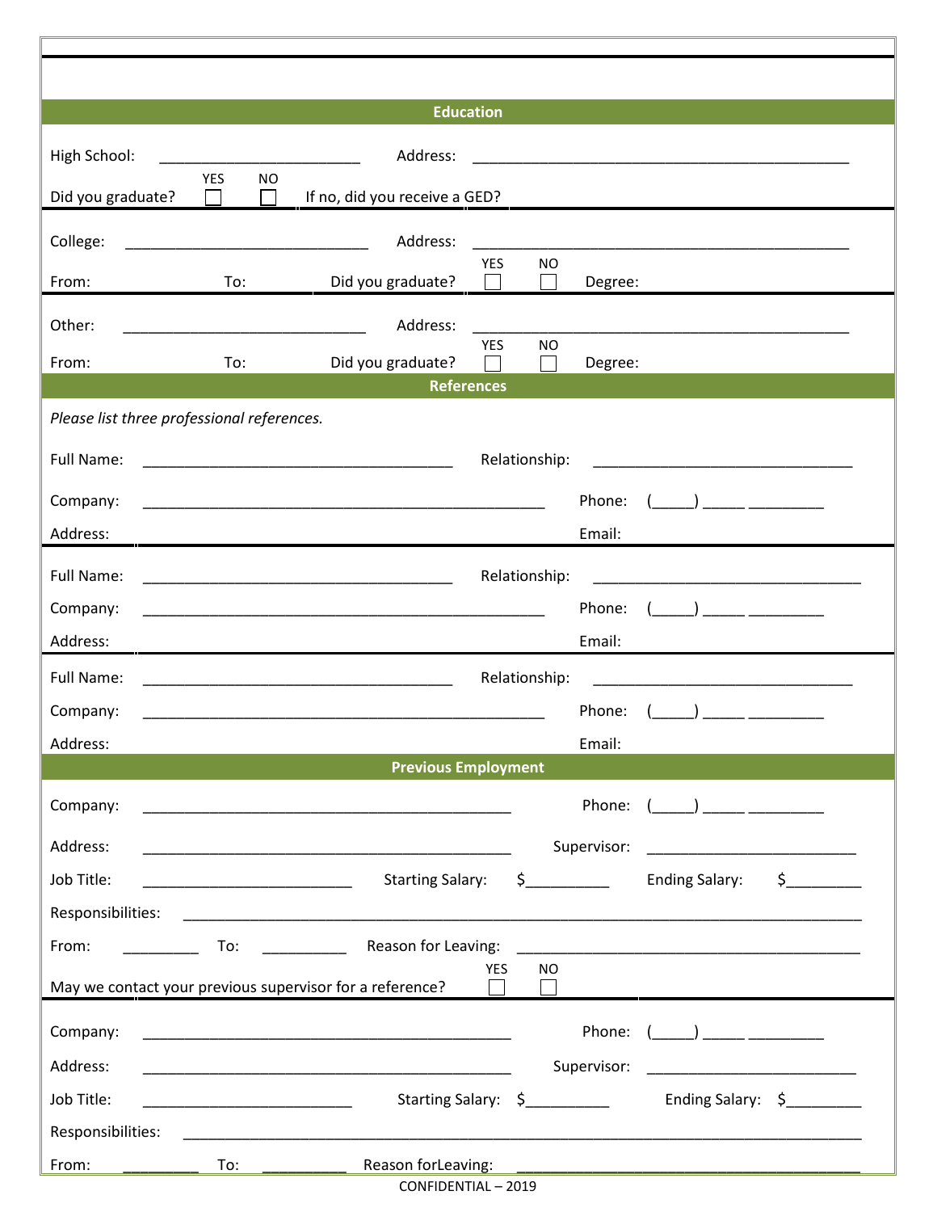## Education

High School: ________________________ Address: ____________________________________________

Did you graduate? YES ☐ NO ☐ If no, did you receive a GED?

College: _____________________________ Address: ____________________________________________

From: To: Did you graduate? YES ☐ NO ☐ Degree:

Other: _____________________________ Address: ____________________________________________

From: To: Did you graduate? YES ☐ NO ☐ Degree:

## References

*Please list three professional references.*

Full Name: ______________________________________ Relationship: ________________________________

Company: __________________________________________________ Phone: (_____) _____ _________

Address: Email:

Full Name: ______________________________________ Relationship: ________________________________

Company: __________________________________________________ Phone: (_____) _____ _________

Address: Email:

Full Name: ______________________________________ Relationship: ________________________________

Company: __________________________________________________ Phone: (_____) _____ _________

Address: Email:

## Previous Employment

Company: ______________________________________________ Phone: (_____) _____ _________

Address: ______________________________________________ Supervisor: _________________________

Job Title: _________________________ Starting Salary: $__________ Ending Salary: $_________

Responsibilities: ________________________________________________________________________________

From: _________ To: __________ Reason for Leaving: ___________________________________________

May we contact your previous supervisor for a reference? YES ☐ NO ☐

Company: ______________________________________________ Phone: (_____) _____ _________

Address: ______________________________________________ Supervisor: _________________________

Job Title: _________________________ Starting Salary: $__________ Ending Salary: $_________

Responsibilities: ________________________________________________________________________________

From: _________ To: __________ Reason forLeaving: ___________________________________________

CONFIDENTIAL – 2019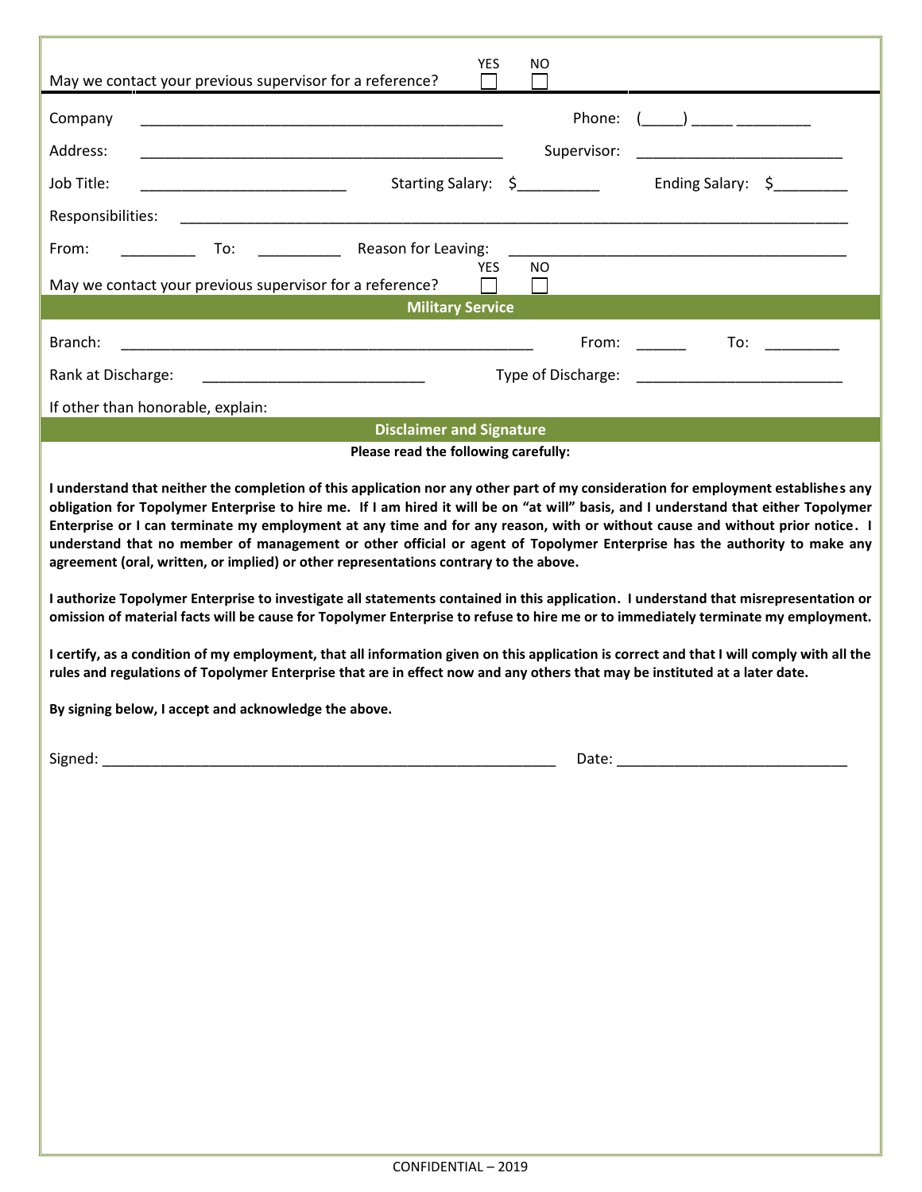May we contact your previous supervisor for a reference? YES ☐ NO ☐

Company ____________________________________________ Phone: (_____) _____ _________

Address: ____________________________________________ Supervisor: _________________________

Job Title: _________________________ Starting Salary: $__________ Ending Salary: $_________

Responsibilities: _________________________________________________________________________

From: _________ To: __________ Reason for Leaving: __________________________________________

May we contact your previous supervisor for a reference? YES ☐ NO ☐

## Military Service

Branch: ___________________________________________________ From: ______ To: _________

Rank at Discharge: ___________________________ Type of Discharge: _________________________

If other than honorable, explain:

## Disclaimer and Signature

**Please read the following carefully:**

**I understand that neither the completion of this application nor any other part of my consideration for employment establishes any obligation for Topolymer Enterprise to hire me. If I am hired it will be on "at will" basis, and I understand that either Topolymer Enterprise or I can terminate my employment at any time and for any reason, with or without cause and without prior notice. I understand that no member of management or other official or agent of Topolymer Enterprise has the authority to make any agreement (oral, written, or implied) or other representations contrary to the above.**

**I authorize Topolymer Enterprise to investigate all statements contained in this application. I understand that misrepresentation or omission of material facts will be cause for Topolymer Enterprise to refuse to hire me or to immediately terminate my employment.**

**I certify, as a condition of my employment, that all information given on this application is correct and that I will comply with all the rules and regulations of Topolymer Enterprise that are in effect now and any others that may be instituted at a later date.**

**By signing below, I accept and acknowledge the above.**

Signed: _________________________________________________________ Date: ___________________________

CONFIDENTIAL – 2019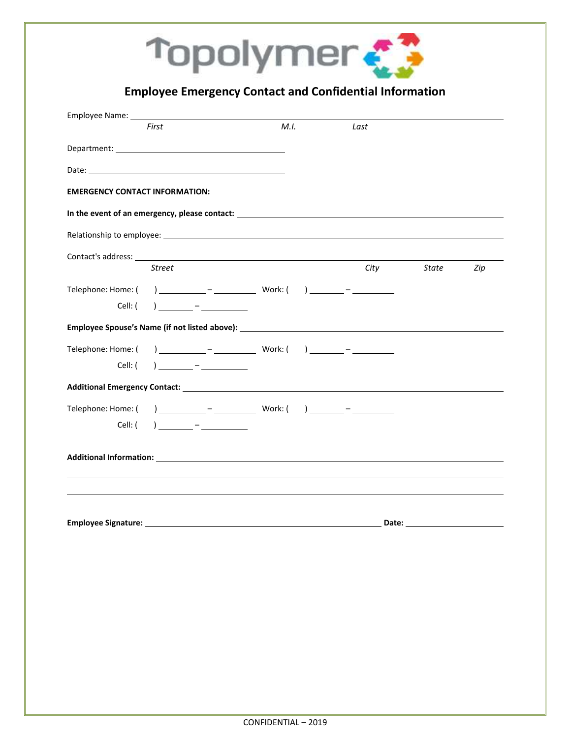Topolymer

# Employee Emergency Contact and Confidential Information

Employee Name: ______________________________________________
*First* *M.I.* *Last*

Department: ______________________________

Date: ______________________________

**EMERGENCY CONTACT INFORMATION:**

**In the event of an emergency, please contact:** ______________________________

Relationship to employee: ______________________________

Contact's address: ______________________________________________
*Street* *City* *State* *Zip*

Telephone: Home: (   ) ________ – ________ Work: (   ) ________ – ________

Cell: (   ) ________ – ________

**Employee Spouse's Name (if not listed above):** ______________________________

Telephone: Home: (   ) ________ – ________ Work: (   ) ________ – ________

Cell: (   ) ________ – ________

**Additional Emergency Contact:** ______________________________

Telephone: Home: (   ) ________ – ________ Work: (   ) ________ – ________

Cell: (   ) ________ – ________

**Additional Information:** ______________________________

______________________________________________

______________________________________________

**Employee Signature:** ______________________________ **Date:** ______________

CONFIDENTIAL – 2019